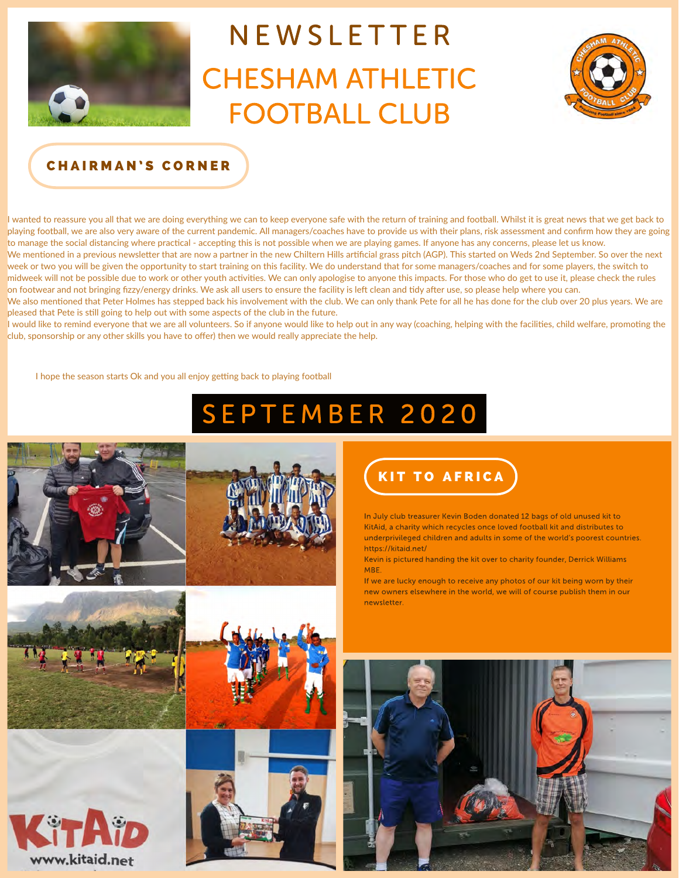# NEWSLETTER

# CHESHAM ATHLETIC FOOTBALL CLUB

## CHAIRMAN'S CORNER

I wanted to reassure you all that we are doing everything we can to keep everyone safe with the return of training and football. Whilst it is great news that we get back to playing football, we are also very aware of the current pandemic. All managers/coaches have to provide us with their plans, risk assessment and confirm how they are going to manage the social distancing where practical - accepting this is not possible when we are playing games. If anyone has any concerns, please let us know.

We mentioned in a previous newsletter that are now a partner in the new Chiltern Hills artificial grass pitch (AGP). This started on Weds 2nd September. So over the next week or two you will be given the opportunity to start training on this facility. We do understand that for some managers/coaches and for some players, the switch to midweek will not be possible due to work or other youth activities. We can only apologise to anyone this impacts. For those who do get to use it, please check the rules on footwear and not bringing fizzy/energy drinks. We ask all users to ensure the facility is left clean and tidy after use, so please help where you can.

We also mentioned that Peter Holmes has stepped back his involvement with the club. We can only thank Pete for all he has done for the club over 20 plus years. We are pleased that Pete is still going to help out with some aspects of the club in the future.

I would like to remind everyone that we are all volunteers. So if anyone would like to help out in any way (coaching, helping with the facilities, child welfare, promoting the club, sponsorship or any other skills you have to offer) then we would really appreciate the help.

I hope the season starts Ok and you all enjoy getting back to playing football

## SEPTEMBER 2020

## KIT TO AFRICA

In July club treasurer Kevin Boden donated 12 bags of old unused kit to KitAid, a charity which recycles once loved football kit and distributes to underprivileged children and adults in some of the world's poorest countries. https://kitaid.net/

Kevin is pictured handing the kit over to charity founder, Derrick Williams MBE.

If we are lucky enough to receive any photos of our kit being worn by their new owners elsewhere in the world, we will of course publish them in our newsletter.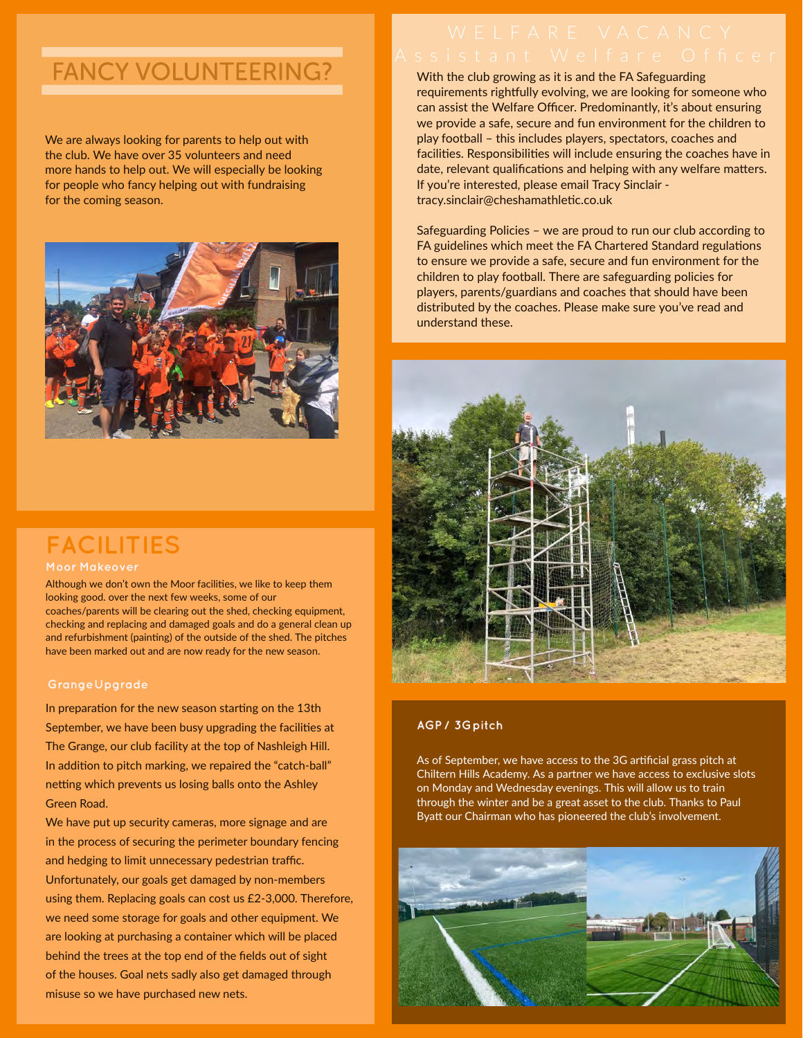## FANCY VOLUNTEERING?

We are always looking for parents to help out with the club. We have over 35 volunteers and need more hands to help out. We will especially be looking for people who fancy helping out with fundraising for the coming season.

## FACILITIES

### Moor Makeover

Although we don't own the Moor facilities, we like to keep them looking good. over the next few weeks, some of our coaches/parents will be clearing out the shed, checking equipment, checking and replacing and damaged goals and do a general clean up and refurbishment (painting) of the outside of the shed. The pitches have been marked out and are now ready for the new season.

### Grange Upgrade

In preparation for the new season starting on the 13th September, we have been busy upgrading the facilities at The Grange, our club facility at the top of Nashleigh Hill. In addition to pitch marking, we repaired the "catch-ball" netting which prevents us losing balls onto the Ashley Green Road.

We have put up security cameras, more signage and are in the process of securing the perimeter boundary fencing and hedging to limit unnecessary pedestrian traffic. Unfortunately, our goals get damaged by non-members using them. Replacing goals can cost us £2-3,000. Therefore, we need some storage for goals and other equipment. We are looking at purchasing a container which will be placed behind the trees at the top end of the fields out of sight of the houses. Goal nets sadly also get damaged through misuse so we have purchased new nets.

## WELFARE VACANCY

### Assistant Welfare Officer

With the club growing as it is and the FA Safeguarding requirements rightfully evolving, we are looking for someone who can assist the Welfare Officer. Predominantly, it's about ensuring we provide a safe, secure and fun environment for the children to play football – this includes players, spectators, coaches and facilities. Responsibilities will include ensuring the coaches have in date, relevant qualifications and helping with any welfare matters. If you're interested, please email Tracy Sinclair - tracy.sinclair@cheshamathletic.co.uk

Safeguarding Policies – we are proud to run our club according to FA guidelines which meet the FA Chartered Standard regulations to ensure we provide a safe, secure and fun environment for the children to play football. There are safeguarding policies for players, parents/guardians and coaches that should have been distributed by the coaches. Please make sure you've read and understand these.

### AGP / 3G pitch

As of September, we have access to the 3G artificial grass pitch at Chiltern Hills Academy. As a partner we have access to exclusive slots on Monday and Wednesday evenings. This will allow us to train through the winter and be a great asset to the club. Thanks to Paul Byatt our Chairman who has pioneered the club's involvement.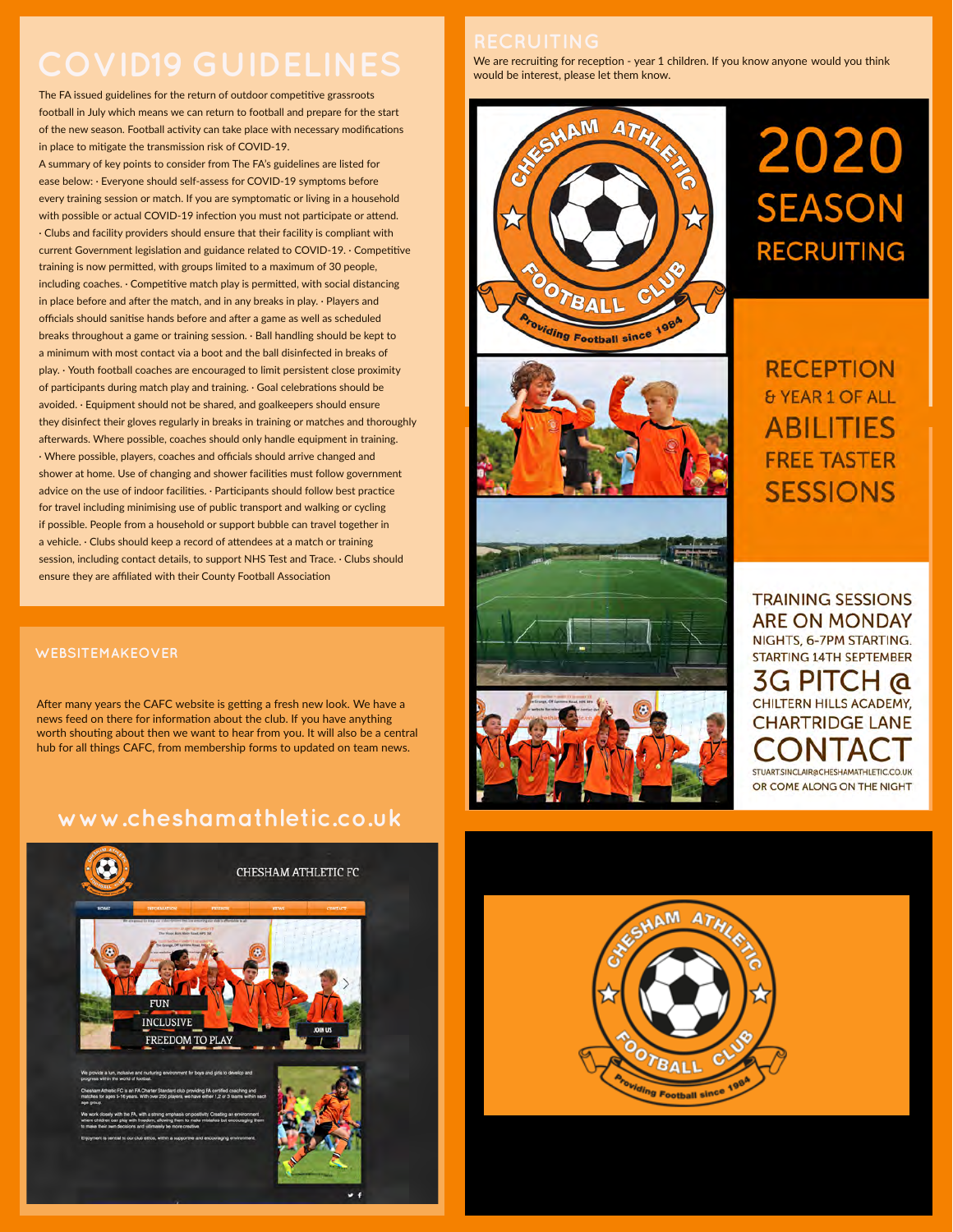# COVID19 GUIDELINES

The FA issued guidelines for the return of outdoor competitive grassroots football in July which means we can return to football and prepare for the start of the new season. Football activity can take place with necessary modifications in place to mitigate the transmission risk of COVID-19.

A summary of key points to consider from The FA's guidelines are listed for ease below: · Everyone should self-assess for COVID-19 symptoms before every training session or match. If you are symptomatic or living in a household with possible or actual COVID-19 infection you must not participate or attend. · Clubs and facility providers should ensure that their facility is compliant with current Government legislation and guidance related to COVID-19. · Competitive training is now permitted, with groups limited to a maximum of 30 people, including coaches. · Competitive match play is permitted, with social distancing in place before and after the match, and in any breaks in play. · Players and officials should sanitise hands before and after a game as well as scheduled breaks throughout a game or training session. · Ball handling should be kept to a minimum with most contact via a boot and the ball disinfected in breaks of play. · Youth football coaches are encouraged to limit persistent close proximity of participants during match play and training. · Goal celebrations should be avoided. · Equipment should not be shared, and goalkeepers should ensure they disinfect their gloves regularly in breaks in training or matches and thoroughly afterwards. Where possible, coaches should only handle equipment in training. · Where possible, players, coaches and officials should arrive changed and shower at home. Use of changing and shower facilities must follow government advice on the use of indoor facilities. · Participants should follow best practice for travel including minimising use of public transport and walking or cycling if possible. People from a household or support bubble can travel together in a vehicle. · Clubs should keep a record of attendees at a match or training session, including contact details, to support NHS Test and Trace. · Clubs should ensure they are affiliated with their County Football Association

## WEBSITEMAKEOVER

After many years the CAFC website is getting a fresh new look. We have a news feed on there for information about the club. If you have anything worth shouting about then we want to hear from you. It will also be a central hub for all things CAFC, from membership forms to updated on team news.

## www.cheshamathletic.co.uk

## RECRUITING

We are recruiting for reception - year 1 children. If you know anyone would you think would be interest, please let them know.

2020 SEASON RECRUITING

RECEPTION & YEAR 1 OF ALL ABILITIES FREE TASTER SESSIONS

TRAINING SESSIONS ARE ON MONDAY NIGHTS, 6-7PM STARTING. STARTING 14TH SEPTEMBER

3G PITCH @ CHILTERN HILLS ACADEMY, CHARTRIDGE LANE

CONTACT
STUART.SINCLAIR@CHESHAMATHLETIC.CO.UK
OR COME ALONG ON THE NIGHT